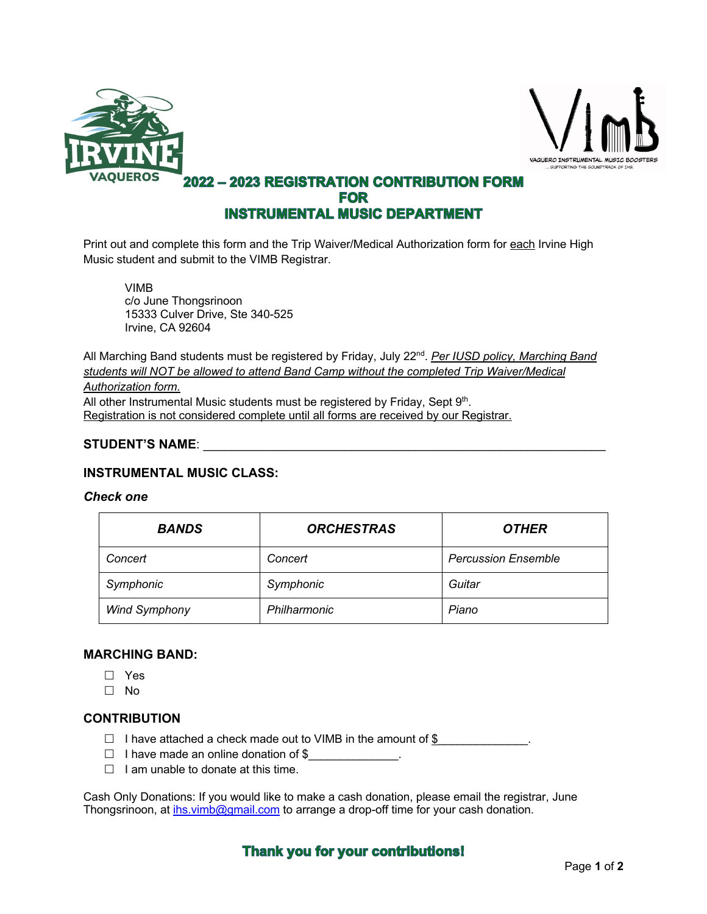# 2022 – 2023 REGISTRATION CONTRIBUTION FORM FOR INSTRUMENTAL MUSIC DEPARTMENT

Print out and complete this form and the Trip Waiver/Medical Authorization form for each Irvine High Music student and submit to the VIMB Registrar.

VIMB
c/o June Thongsrinoon
15333 Culver Drive, Ste 340-525
Irvine, CA 92604

All Marching Band students must be registered by Friday, July 22nd. *Per IUSD policy, Marching Band students will NOT be allowed to attend Band Camp without the completed Trip Waiver/Medical Authorization form.*
All other Instrumental Music students must be registered by Friday, Sept 9th.
Registration is not considered complete until all forms are received by our Registrar.

**STUDENT'S NAME**: ____________________________________________________________

**INSTRUMENTAL MUSIC CLASS:**

***Check one***

| *BANDS* | *ORCHESTRAS* | *OTHER* |
|---|---|---|
| *Concert* | *Concert* | *Percussion Ensemble* |
| *Symphonic* | *Symphonic* | *Guitar* |
| *Wind Symphony* | *Philharmonic* | *Piano* |

**MARCHING BAND:**

- ☐ Yes
- ☐ No

**CONTRIBUTION**

- ☐ I have attached a check made out to VIMB in the amount of $______________.
- ☐ I have made an online donation of $______________.
- ☐ I am unable to donate at this time.

Cash Only Donations: If you would like to make a cash donation, please email the registrar, June Thongsrinoon, at ihs.vimb@gmail.com to arrange a drop-off time for your cash donation.

**Thank you for your contributions!**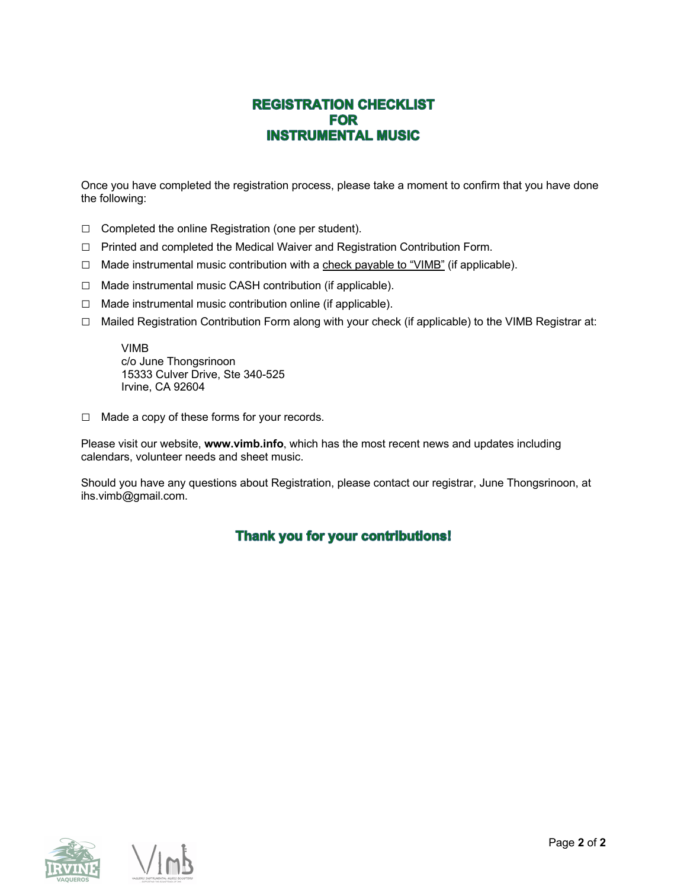# REGISTRATION CHECKLIST FOR INSTRUMENTAL MUSIC

Once you have completed the registration process, please take a moment to confirm that you have done the following:

- ☐ Completed the online Registration (one per student).
- ☐ Printed and completed the Medical Waiver and Registration Contribution Form.
- ☐ Made instrumental music contribution with a check payable to "VIMB" (if applicable).
- ☐ Made instrumental music CASH contribution (if applicable).
- ☐ Made instrumental music contribution online (if applicable).
- ☐ Mailed Registration Contribution Form along with your check (if applicable) to the VIMB Registrar at:

  VIMB
  c/o June Thongsrinoon
  15333 Culver Drive, Ste 340-525
  Irvine, CA 92604

- ☐ Made a copy of these forms for your records.

Please visit our website, **www.vimb.info**, which has the most recent news and updates including calendars, volunteer needs and sheet music.

Should you have any questions about Registration, please contact our registrar, June Thongsrinoon, at ihs.vimb@gmail.com.

## Thank you for your contributions!